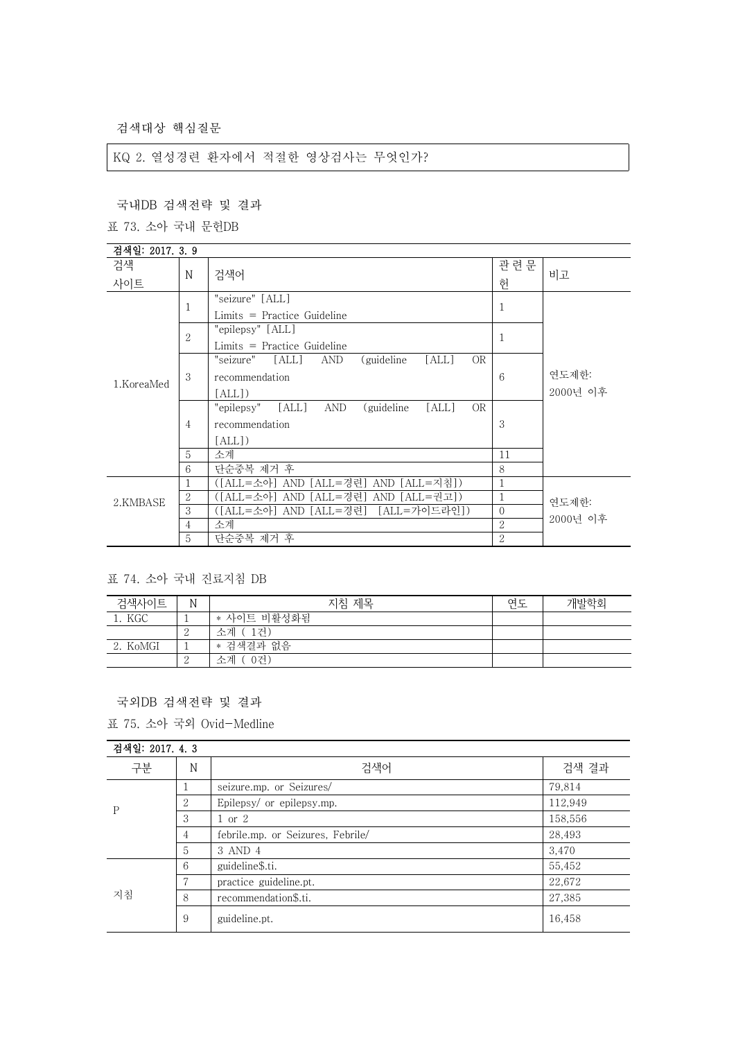검색대상 핵심질문

KQ 2. 열성경련 환자에서 적절한 영상검사는 무엇인가?

국내DB 검색전략 및 결과

표 73. 소아 국내 문헌DB

| 검색일: 2017. 3. 9 | | | | |
|---|---|---|---|---|
| 검색 사이트 | N | 검색어 | 관련문헌 | 비고 |
| 1.KoreaMed | 1 | "seizure" [ALL] Limits = Practice Guideline | 1 | 연도제한: 2000년 이후 |
| | 2 | "epilepsy" [ALL] Limits = Practice Guideline | 1 | |
| | 3 | "seizure" [ALL] AND (guideline [ALL] OR recommendation [ALL]) | 6 | |
| | 4 | "epilepsy" [ALL] AND (guideline [ALL] OR recommendation [ALL]) | 3 | |
| | 5 | 소계 | 11 | |
| | 6 | 단순중복 제거 후 | 8 | |
| 2.KMBASE | 1 | ([ALL=소아] AND [ALL=경련] AND [ALL=지침]) | 1 | 연도제한: 2000년 이후 |
| | 2 | ([ALL=소아] AND [ALL=경련] AND [ALL=권고]) | 1 | |
| | 3 | ([ALL=소아] AND [ALL=경련] [ALL=가이드라인]) | 0 | |
| | 4 | 소계 | 2 | |
| | 5 | 단순중복 제거 후 | 2 | |

표 74. 소아 국내 진료지침 DB

| 검색사이트 | N | 지침 제목 | 연도 | 개발학회 |
|---|---|---|---|---|
| 1. KGC | 1 | * 사이트 비활성화됨 | | |
| | 2 | 소계 ( 1건) | | |
| 2. KoMGI | 1 | * 검색결과 없음 | | |
| | 2 | 소계 ( 0건) | | |

국외DB 검색전략 및 결과

표 75. 소아 국외 Ovid-Medline

| 검색일: 2017. 4. 3 | | | |
|---|---|---|---|
| 구분 | N | 검색어 | 검색 결과 |
| P | 1 | seizure.mp. or Seizures/ | 79,814 |
| | 2 | Epilepsy/ or epilepsy.mp. | 112,949 |
| | 3 | 1 or 2 | 158,556 |
| | 4 | febrile.mp. or Seizures, Febrile/ | 28,493 |
| | 5 | 3 AND 4 | 3,470 |
| 지침 | 6 | guideline$.ti. | 55,452 |
| | 7 | practice guideline.pt. | 22,672 |
| | 8 | recommendation$.ti. | 27,385 |
| | 9 | guideline.pt. | 16,458 |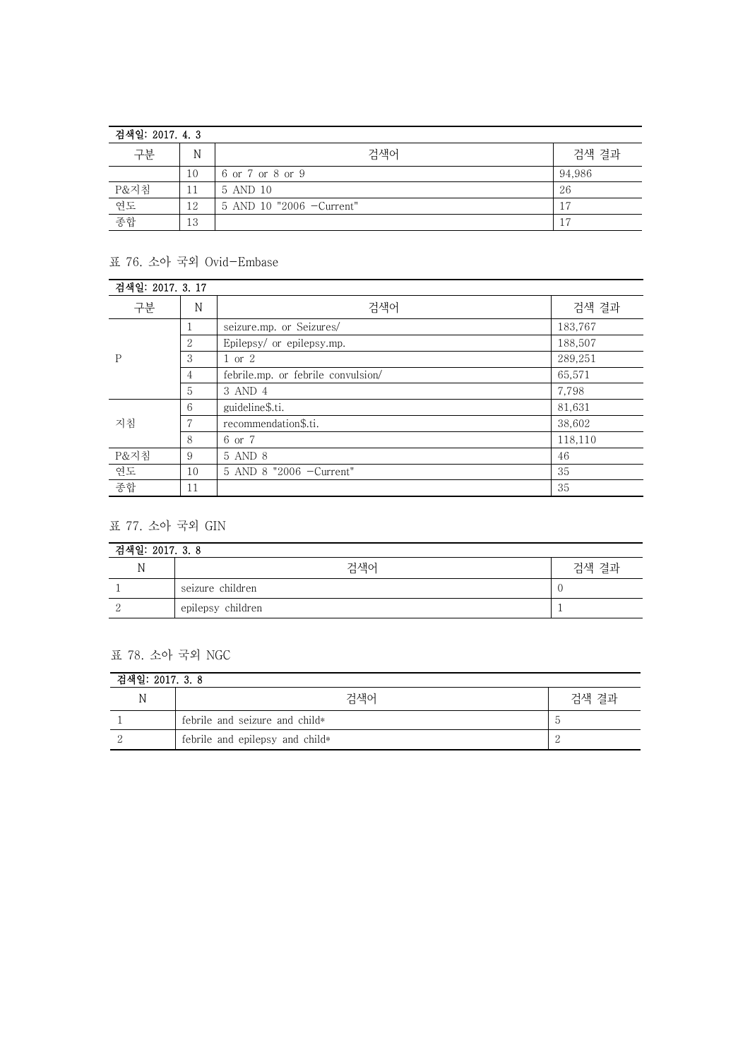| 검색일: 2017. 4. 3 | | | |
|---|---|---|---|
| 구분 | N | 검색어 | 검색 결과 |
| | 10 | 6 or 7 or 8 or 9 | 94,986 |
| P&지침 | 11 | 5 AND 10 | 26 |
| 연도 | 12 | 5 AND 10 "2006 -Current" | 17 |
| 종합 | 13 | | 17 |

표 76. 소아 국외 Ovid-Embase

| 검색일: 2017. 3. 17 | | | |
|---|---|---|---|
| 구분 | N | 검색어 | 검색 결과 |
| P | 1 | seizure.mp. or Seizures/ | 183,767 |
| | 2 | Epilepsy/ or epilepsy.mp. | 188,507 |
| | 3 | 1 or 2 | 289,251 |
| | 4 | febrile.mp. or febrile convulsion/ | 65,571 |
| | 5 | 3 AND 4 | 7,798 |
| 지침 | 6 | guideline$.ti. | 81,631 |
| | 7 | recommendation$.ti. | 38,602 |
| | 8 | 6 or 7 | 118,110 |
| P&지침 | 9 | 5 AND 8 | 46 |
| 연도 | 10 | 5 AND 8 "2006 -Current" | 35 |
| 종합 | 11 | | 35 |

표 77. 소아 국외 GIN

| 검색일: 2017. 3. 8 | | |
|---|---|---|
| N | 검색어 | 검색 결과 |
| 1 | seizure children | 0 |
| 2 | epilepsy children | 1 |

표 78. 소아 국외 NGC

| 검색일: 2017. 3. 8 | | |
|---|---|---|
| N | 검색어 | 검색 결과 |
| 1 | febrile and seizure and child* | 5 |
| 2 | febrile and epilepsy and child* | 2 |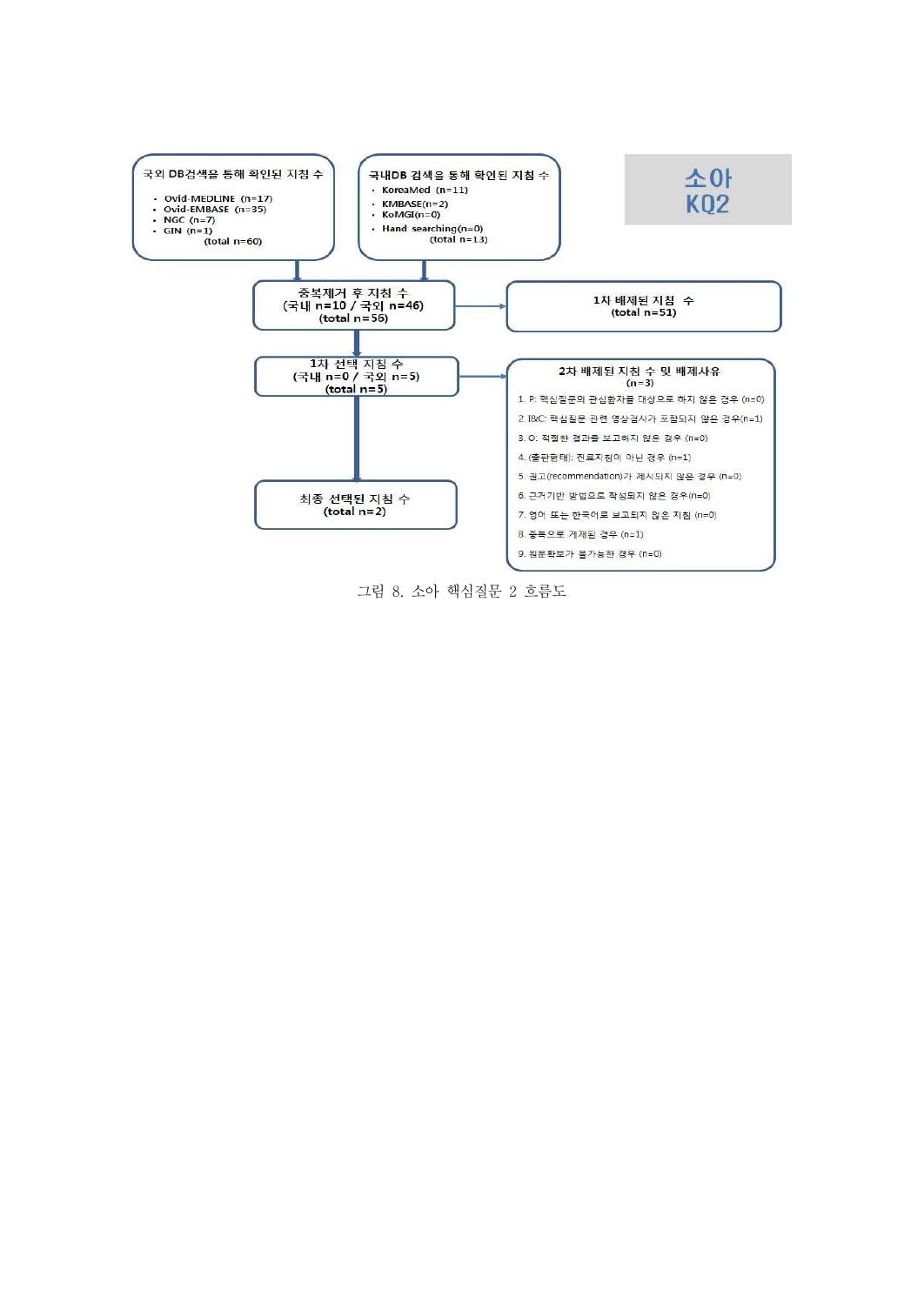국외 DB검색을 통해 확인된 지침 수

- Ovid-MEDLINE (n=17)
- Ovid-EMBASE (n=35)
- NGC (n=7)
- GIN (n=1)

(total n=60)

국내DB 검색을 통해 확인된 지침 수

- KoreaMed (n=11)
- KMBASE(n=2)
- KoMGI(n=0)
- Hand searching(n=0)

(total n=13)

소아
KQ2

중복제거 후 지침 수
(국내 n=10 / 국외 n=46)
(total n=56)

1차 배제된 지침 수
(total n=51)

1차 선택 지침 수
(국내 n=0 / 국외 n=5)
(total n=5)

2차 배제된 지침 수 및 배제사유
(n=3)

1. P: 핵심질문의 관심환자를 대상으로 하지 않은 경우 (n=0)
2. I&C: 핵심질문 관련 영상검사가 포함되지 않은 경우(n=1)
3. O: 적절한 결과를 보고하지 않은 경우 (n=0)
4. (출판형태): 진료지침이 아닌 경우 (n=1)
5. 권고(recommendation)가 제시되지 않은 경우 (n=0)
6. 근거기반 방법으로 작성되지 않은 경우(n=0)
7. 영어 또는 한국어로 보고되지 않은 지침 (n=0)
8. 중복으로 게재된 경우 (n=1)
9. 원문확보가 불가능한 경우 (n=0)

최종 선택된 지침 수
(total n=2)

그림 8. 소아 핵심질문 2 흐름도